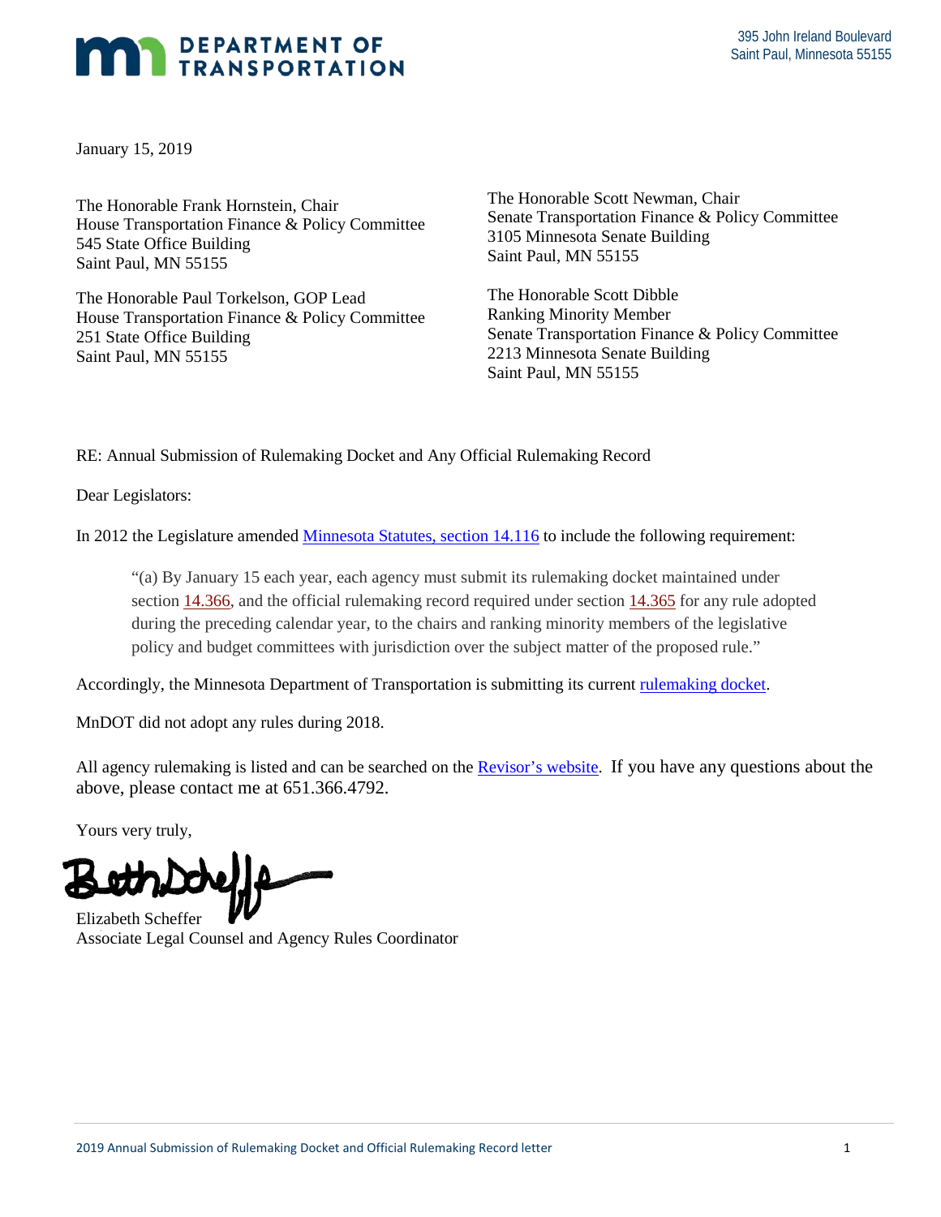**DEPARTMENT OF TRANSPORTATION**

395 John Ireland Boulevard
Saint Paul, Minnesota 55155

January 15, 2019

The Honorable Frank Hornstein, Chair
House Transportation Finance & Policy Committee
545 State Office Building
Saint Paul, MN 55155

The Honorable Paul Torkelson, GOP Lead
House Transportation Finance & Policy Committee
251 State Office Building
Saint Paul, MN 55155

The Honorable Scott Newman, Chair
Senate Transportation Finance & Policy Committee
3105 Minnesota Senate Building
Saint Paul, MN 55155

The Honorable Scott Dibble
Ranking Minority Member
Senate Transportation Finance & Policy Committee
2213 Minnesota Senate Building
Saint Paul, MN 55155

RE: Annual Submission of Rulemaking Docket and Any Official Rulemaking Record

Dear Legislators:

In 2012 the Legislature amended Minnesota Statutes, section 14.116 to include the following requirement:

> "(a) By January 15 each year, each agency must submit its rulemaking docket maintained under section 14.366, and the official rulemaking record required under section 14.365 for any rule adopted during the preceding calendar year, to the chairs and ranking minority members of the legislative policy and budget committees with jurisdiction over the subject matter of the proposed rule."

Accordingly, the Minnesota Department of Transportation is submitting its current rulemaking docket.

MnDOT did not adopt any rules during 2018.

All agency rulemaking is listed and can be searched on the Revisor's website. If you have any questions about the above, please contact me at 651.366.4792.

Yours very truly,

Elizabeth Scheffer
Associate Legal Counsel and Agency Rules Coordinator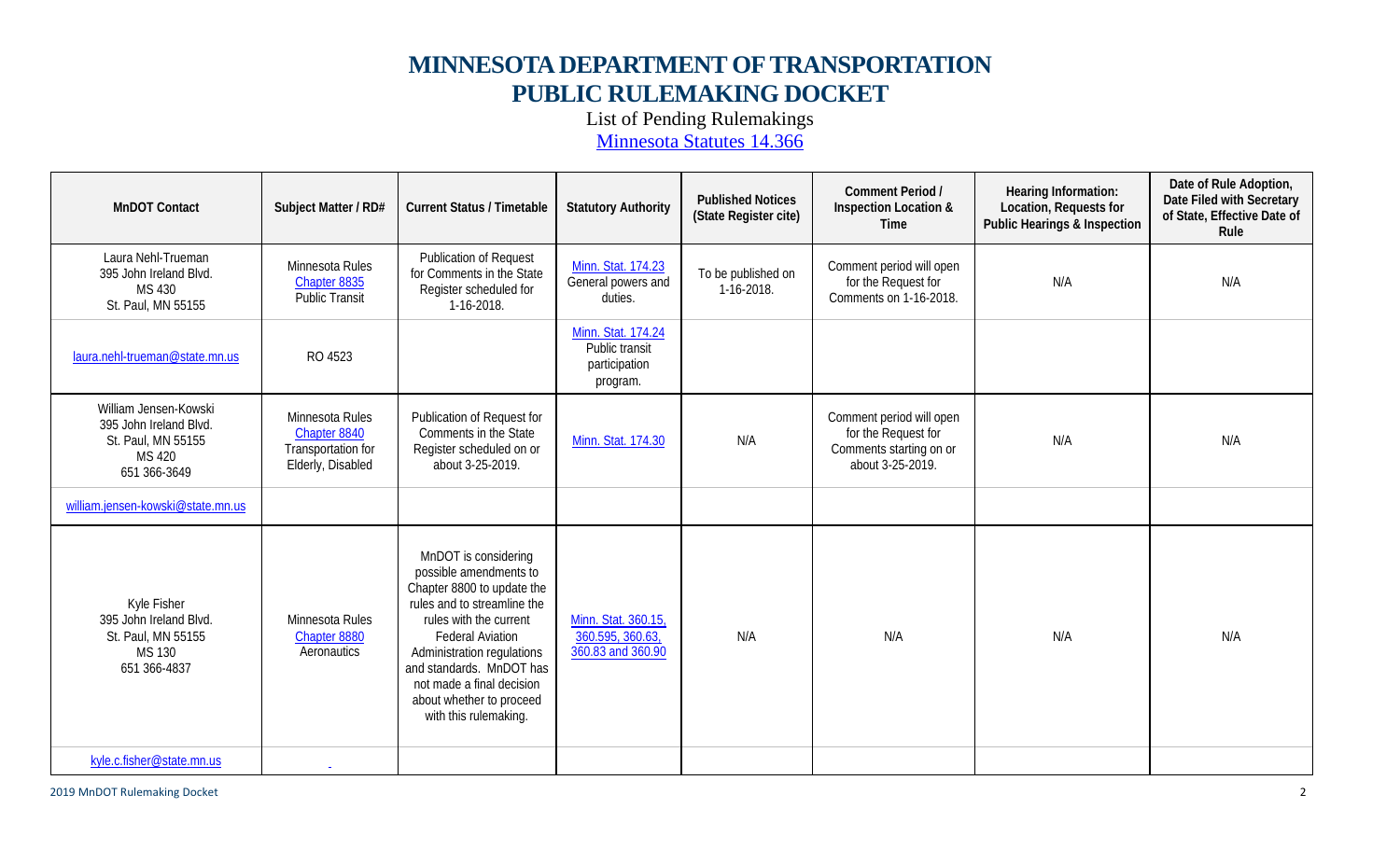# MINNESOTA DEPARTMENT OF TRANSPORTATION
# PUBLIC RULEMAKING DOCKET

List of Pending Rulemakings

Minnesota Statutes 14.366

| MnDOT Contact | Subject Matter / RD# | Current Status / Timetable | Statutory Authority | Published Notices (State Register cite) | Comment Period / Inspection Location & Time | Hearing Information: Location, Requests for Public Hearings & Inspection | Date of Rule Adoption, Date Filed with Secretary of State, Effective Date of Rule |
|---|---|---|---|---|---|---|---|
| Laura Nehl-Trueman<br>395 John Ireland Blvd.<br>MS 430<br>St. Paul, MN 55155 | Minnesota Rules Chapter 8835 Public Transit | Publication of Request for Comments in the State Register scheduled for 1-16-2018. | Minn. Stat. 174.23 General powers and duties. | To be published on 1-16-2018. | Comment period will open for the Request for Comments on 1-16-2018. | N/A | N/A |
| laura.nehl-trueman@state.mn.us | RO 4523 | | Minn. Stat. 174.24 Public transit participation program. | | | | |
| William Jensen-Kowski<br>395 John Ireland Blvd.<br>St. Paul, MN 55155<br>MS 420<br>651 366-3649 | Minnesota Rules Chapter 8840 Transportation for Elderly, Disabled | Publication of Request for Comments in the State Register scheduled on or about 3-25-2019. | Minn. Stat. 174.30 | N/A | Comment period will open for the Request for Comments starting on or about 3-25-2019. | N/A | N/A |
| william.jensen-kowski@state.mn.us | | | | | | | |
| Kyle Fisher<br>395 John Ireland Blvd.<br>St. Paul, MN 55155<br>MS 130<br>651 366-4837 | Minnesota Rules Chapter 8880 Aeronautics | MnDOT is considering possible amendments to Chapter 8800 to update the rules and to streamline the rules with the current Federal Aviation Administration regulations and standards. MnDOT has not made a final decision about whether to proceed with this rulemaking. | Minn. Stat. 360.15, 360.595, 360.63, 360.83 and 360.90 | N/A | N/A | N/A | N/A |
| kyle.c.fisher@state.mn.us | | | | | | | |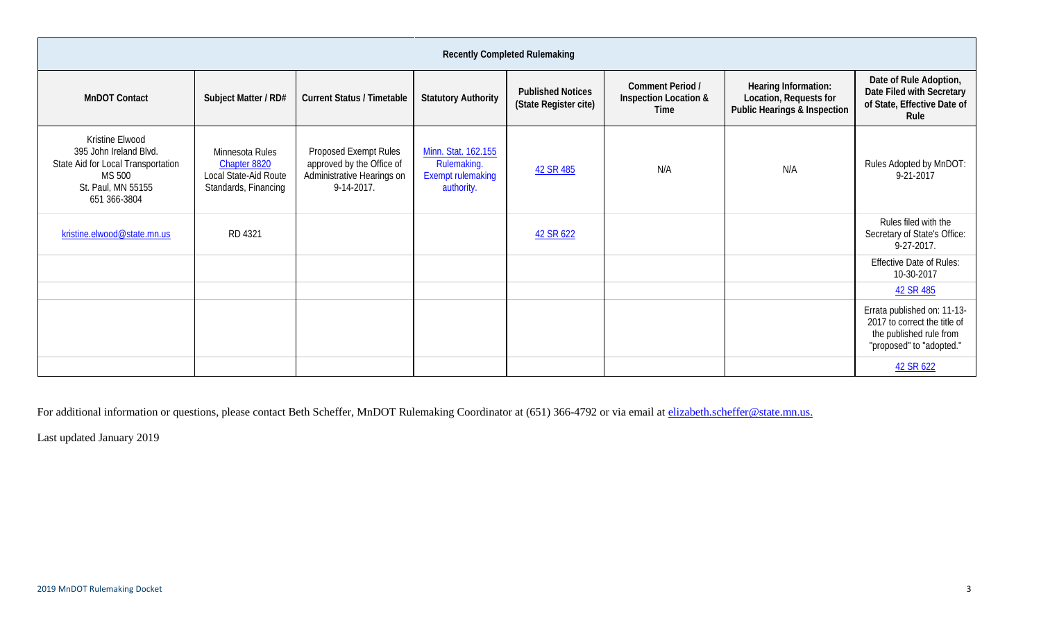| Recently Completed Rulemaking | | | | | | | |
|---|---|---|---|---|---|---|---|
| **MnDOT Contact** | **Subject Matter / RD#** | **Current Status / Timetable** | **Statutory Authority** | **Published Notices (State Register cite)** | **Comment Period / Inspection Location & Time** | **Hearing Information: Location, Requests for Public Hearings & Inspection** | **Date of Rule Adoption, Date Filed with Secretary of State, Effective Date of Rule** |
| Kristine Elwood<br>395 John Ireland Blvd.<br>State Aid for Local Transportation<br>MS 500<br>St. Paul, MN 55155<br>651 366-3804 | Minnesota Rules Chapter 8820 Local State-Aid Route Standards, Financing | Proposed Exempt Rules approved by the Office of Administrative Hearings on 9-14-2017. | Minn. Stat. 162.155 Rulemaking. Exempt rulemaking authority. | 42 SR 485 | N/A | N/A | Rules Adopted by MnDOT: 9-21-2017 |
| kristine.elwood@state.mn.us | RD 4321 | | | 42 SR 622 | | | Rules filed with the Secretary of State's Office: 9-27-2017. |
| | | | | | | | Effective Date of Rules: 10-30-2017 |
| | | | | | | | 42 SR 485 |
| | | | | | | | Errata published on: 11-13-2017 to correct the title of the published rule from "proposed" to "adopted." |
| | | | | | | | 42 SR 622 |

For additional information or questions, please contact Beth Scheffer, MnDOT Rulemaking Coordinator at (651) 366-4792 or via email at elizabeth.scheffer@state.mn.us.

Last updated January 2019